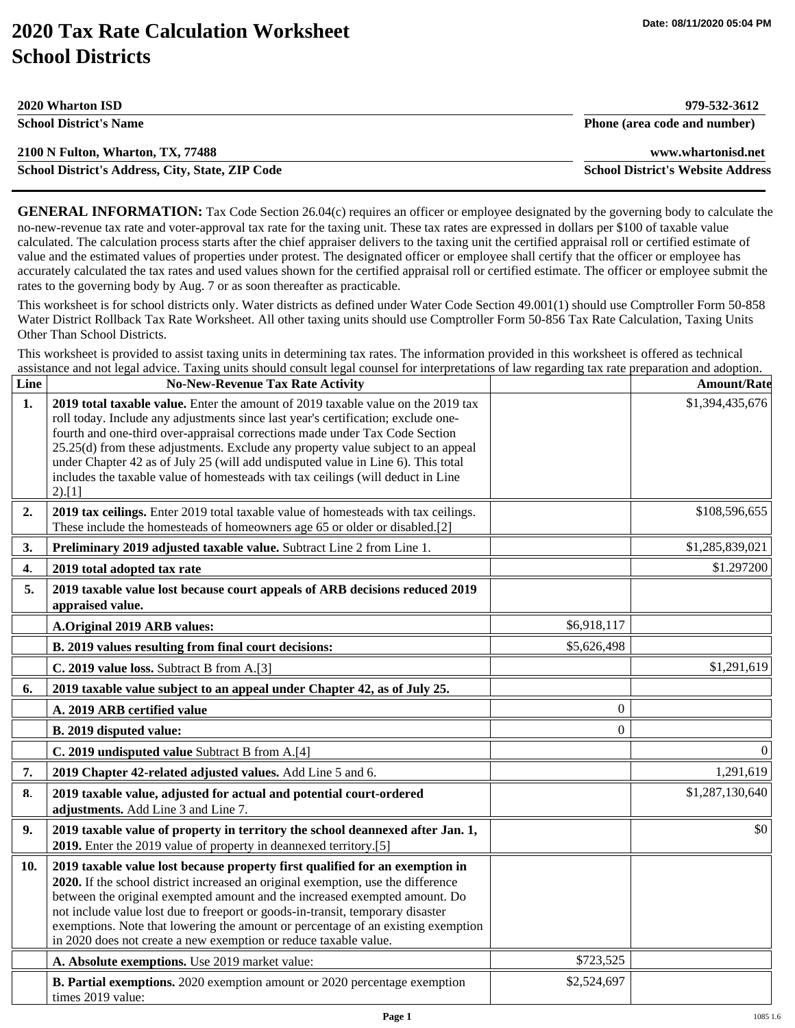# 2020 Tax Rate Calculation Worksheet School Districts

Date: 08/11/2020 05:04 PM

| | |
|---|---|
| **2020 Wharton ISD** | **979-532-3612** |
| **School District's Name** | **Phone (area code and number)** |
| **2100 N Fulton, Wharton, TX, 77488** | **www.whartonisd.net** |
| **School District's Address, City, State, ZIP Code** | **School District's Website Address** |

**GENERAL INFORMATION:** Tax Code Section 26.04(c) requires an officer or employee designated by the governing body to calculate the no-new-revenue tax rate and voter-approval tax rate for the taxing unit. These tax rates are expressed in dollars per $100 of taxable value calculated. The calculation process starts after the chief appraiser delivers to the taxing unit the certified appraisal roll or certified estimate of value and the estimated values of properties under protest. The designated officer or employee shall certify that the officer or employee has accurately calculated the tax rates and used values shown for the certified appraisal roll or certified estimate. The officer or employee submit the rates to the governing body by Aug. 7 or as soon thereafter as practicable.

This worksheet is for school districts only. Water districts as defined under Water Code Section 49.001(1) should use Comptroller Form 50-858 Water District Rollback Tax Rate Worksheet. All other taxing units should use Comptroller Form 50-856 Tax Rate Calculation, Taxing Units Other Than School Districts.

This worksheet is provided to assist taxing units in determining tax rates. The information provided in this worksheet is offered as technical assistance and not legal advice. Taxing units should consult legal counsel for interpretations of law regarding tax rate preparation and adoption.

| Line | No-New-Revenue Tax Rate Activity | | Amount/Rate |
|---|---|---|---|
| **1.** | **2019 total taxable value.** Enter the amount of 2019 taxable value on the 2019 tax roll today. Include any adjustments since last year's certification; exclude one-fourth and one-third over-appraisal corrections made under Tax Code Section 25.25(d) from these adjustments. Exclude any property value subject to an appeal under Chapter 42 as of July 25 (will add undisputed value in Line 6). This total includes the taxable value of homesteads with tax ceilings (will deduct in Line 2).[1] | | $1,394,435,676 |
| **2.** | **2019 tax ceilings.** Enter 2019 total taxable value of homesteads with tax ceilings. These include the homesteads of homeowners age 65 or older or disabled.[2] | | $108,596,655 |
| **3.** | **Preliminary 2019 adjusted taxable value.** Subtract Line 2 from Line 1. | | $1,285,839,021 |
| **4.** | **2019 total adopted tax rate** | | $1.297200 |
| **5.** | **2019 taxable value lost because court appeals of ARB decisions reduced 2019 appraised value.** | | |
| | **A.Original 2019 ARB values:** | $6,918,117 | |
| | **B. 2019 values resulting from final court decisions:** | $5,626,498 | |
| | **C. 2019 value loss.** Subtract B from A.[3] | | $1,291,619 |
| **6.** | **2019 taxable value subject to an appeal under Chapter 42, as of July 25.** | | |
| | **A. 2019 ARB certified value** | 0 | |
| | **B. 2019 disputed value:** | 0 | |
| | **C. 2019 undisputed value** Subtract B from A.[4] | | 0 |
| **7.** | **2019 Chapter 42-related adjusted values.** Add Line 5 and 6. | | 1,291,619 |
| **8.** | **2019 taxable value, adjusted for actual and potential court-ordered adjustments.** Add Line 3 and Line 7. | | $1,287,130,640 |
| **9.** | **2019 taxable value of property in territory the school deannexed after Jan. 1, 2019.** Enter the 2019 value of property in deannexed territory.[5] | | $0 |
| **10.** | **2019 taxable value lost because property first qualified for an exemption in 2020.** If the school district increased an original exemption, use the difference between the original exempted amount and the increased exempted amount. Do not include value lost due to freeport or goods-in-transit, temporary disaster exemptions. Note that lowering the amount or percentage of an existing exemption in 2020 does not create a new exemption or reduce taxable value. | | |
| | **A. Absolute exemptions.** Use 2019 market value: | $723,525 | |
| | **B. Partial exemptions.** 2020 exemption amount or 2020 percentage exemption times 2019 value: | $2,524,697 | |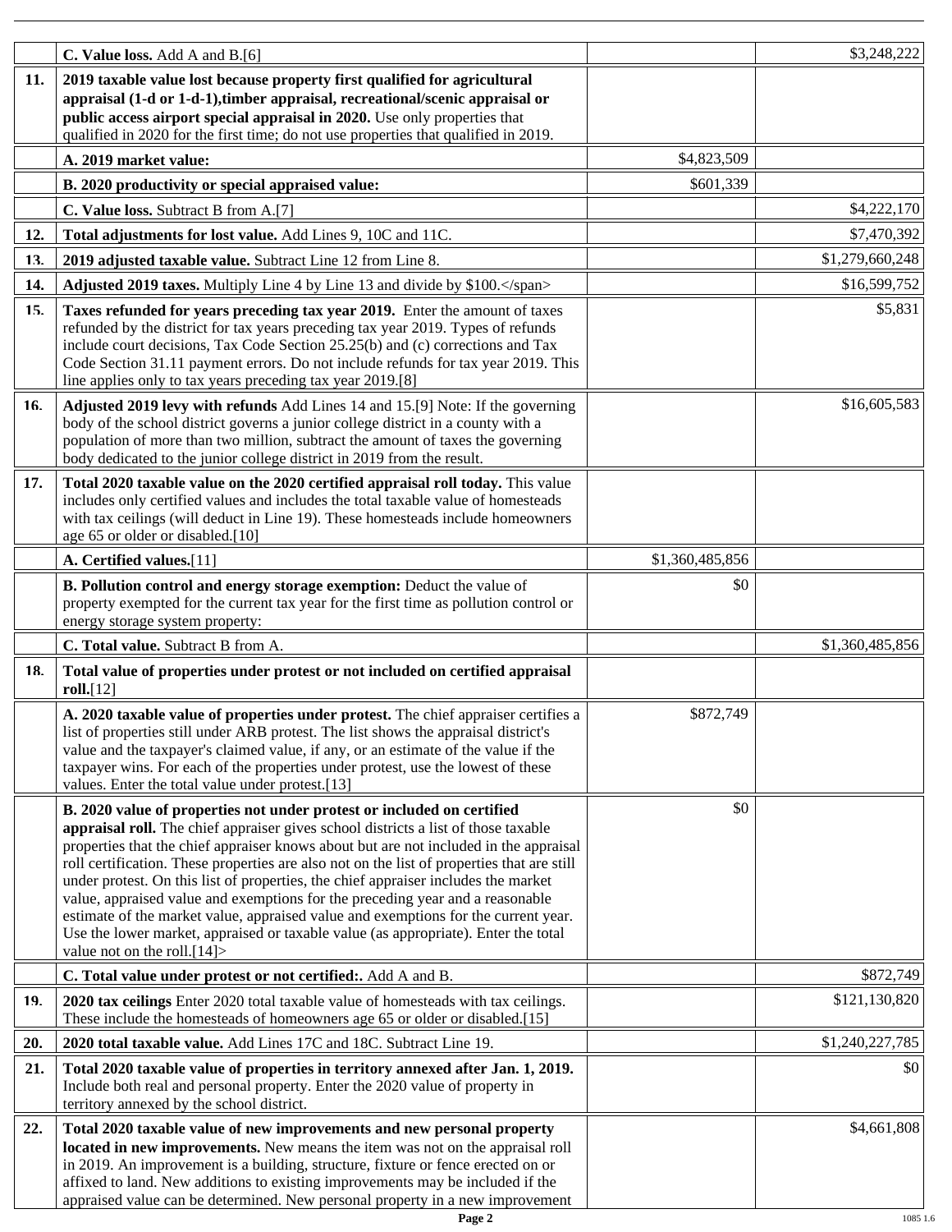| | | | |
|---|---|---|---|
| | **C. Value loss.** Add A and B.[6] | | $3,248,222 |
| **11.** | **2019 taxable value lost because property first qualified for agricultural appraisal (1-d or 1-d-1),timber appraisal, recreational/scenic appraisal or public access airport special appraisal in 2020.** Use only properties that qualified in 2020 for the first time; do not use properties that qualified in 2019. | | |
| | **A. 2019 market value:** | $4,823,509 | |
| | **B. 2020 productivity or special appraised value:** | $601,339 | |
| | **C. Value loss.** Subtract B from A.[7] | | $4,222,170 |
| **12.** | **Total adjustments for lost value.** Add Lines 9, 10C and 11C. | | $7,470,392 |
| **13.** | **2019 adjusted taxable value.** Subtract Line 12 from Line 8. | | $1,279,660,248 |
| **14.** | **Adjusted 2019 taxes.** Multiply Line 4 by Line 13 and divide by $100.</span> | | $16,599,752 |
| **15.** | **Taxes refunded for years preceding tax year 2019.** Enter the amount of taxes refunded by the district for tax years preceding tax year 2019. Types of refunds include court decisions, Tax Code Section 25.25(b) and (c) corrections and Tax Code Section 31.11 payment errors. Do not include refunds for tax year 2019. This line applies only to tax years preceding tax year 2019.[8] | | $5,831 |
| **16.** | **Adjusted 2019 levy with refunds** Add Lines 14 and 15.[9] Note: If the governing body of the school district governs a junior college district in a county with a population of more than two million, subtract the amount of taxes the governing body dedicated to the junior college district in 2019 from the result. | | $16,605,583 |
| **17.** | **Total 2020 taxable value on the 2020 certified appraisal roll today.** This value includes only certified values and includes the total taxable value of homesteads with tax ceilings (will deduct in Line 19). These homesteads include homeowners age 65 or older or disabled.[10] | | |
| | **A. Certified values.**[11] | $1,360,485,856 | |
| | **B. Pollution control and energy storage exemption:** Deduct the value of property exempted for the current tax year for the first time as pollution control or energy storage system property: | $0 | |
| | **C. Total value.** Subtract B from A. | | $1,360,485,856 |
| **18.** | **Total value of properties under protest or not included on certified appraisal roll.**[12] | | |
| | **A. 2020 taxable value of properties under protest.** The chief appraiser certifies a list of properties still under ARB protest. The list shows the appraisal district's value and the taxpayer's claimed value, if any, or an estimate of the value if the taxpayer wins. For each of the properties under protest, use the lowest of these values. Enter the total value under protest.[13] | $872,749 | |
| | **B. 2020 value of properties not under protest or included on certified appraisal roll.** The chief appraiser gives school districts a list of those taxable properties that the chief appraiser knows about but are not included in the appraisal roll certification. These properties are also not on the list of properties that are still under protest. On this list of properties, the chief appraiser includes the market value, appraised value and exemptions for the preceding year and a reasonable estimate of the market value, appraised value and exemptions for the current year. Use the lower market, appraised or taxable value (as appropriate). Enter the total value not on the roll.[14]> | $0 | |
| | **C. Total value under protest or not certified:.** Add A and B. | | $872,749 |
| **19.** | **2020 tax ceilings** Enter 2020 total taxable value of homesteads with tax ceilings. These include the homesteads of homeowners age 65 or older or disabled.[15] | | $121,130,820 |
| **20.** | **2020 total taxable value.** Add Lines 17C and 18C. Subtract Line 19. | | $1,240,227,785 |
| **21.** | **Total 2020 taxable value of properties in territory annexed after Jan. 1, 2019.** Include both real and personal property. Enter the 2020 value of property in territory annexed by the school district. | | $0 |
| **22.** | **Total 2020 taxable value of new improvements and new personal property located in new improvements.** New means the item was not on the appraisal roll in 2019. An improvement is a building, structure, fixture or fence erected on or affixed to land. New additions to existing improvements may be included if the appraised value can be determined. New personal property in a new improvement | | $4,661,808 |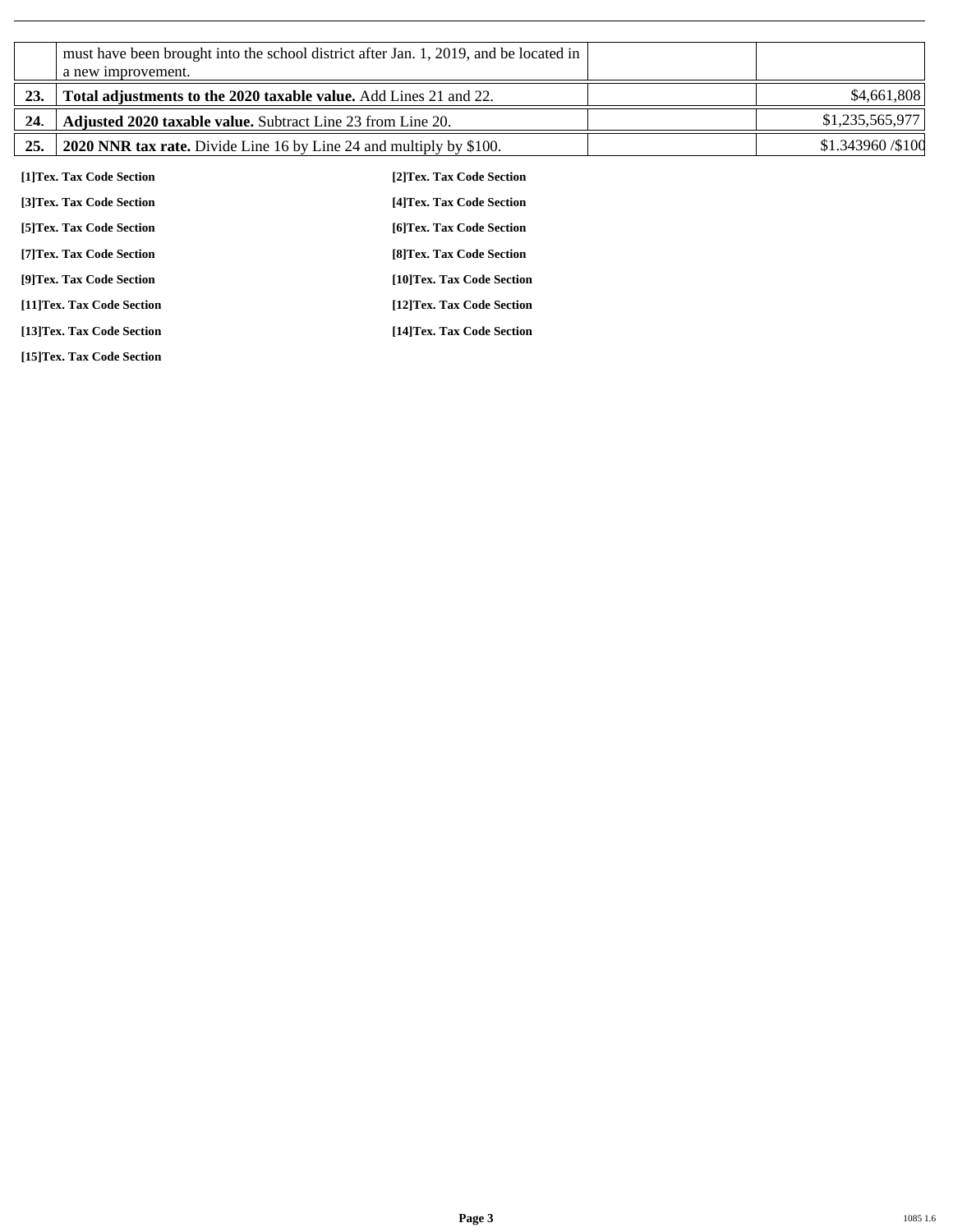| | | | |
|---|---|---|---|
| | must have been brought into the school district after Jan. 1, 2019, and be located in a new improvement. | | |
| **23.** | **Total adjustments to the 2020 taxable value.** Add Lines 21 and 22. | | $4,661,808 |
| **24**. | **Adjusted 2020 taxable value.** Subtract Line 23 from Line 20. | | $1,235,565,977 |
| **25.** | **2020 NNR tax rate.** Divide Line 16 by Line 24 and multiply by $100. | | $1.343960 /$100 |

**[1]Tex. Tax Code Section**

**[2]Tex. Tax Code Section**

**[3]Tex. Tax Code Section**

**[4]Tex. Tax Code Section**

**[5]Tex. Tax Code Section**

**[6]Tex. Tax Code Section**

**[7]Tex. Tax Code Section**

**[8]Tex. Tax Code Section**

**[9]Tex. Tax Code Section**

**[10]Tex. Tax Code Section**

**[11]Tex. Tax Code Section**

**[12]Tex. Tax Code Section**

**[13]Tex. Tax Code Section**

**[14]Tex. Tax Code Section**

**[15]Tex. Tax Code Section**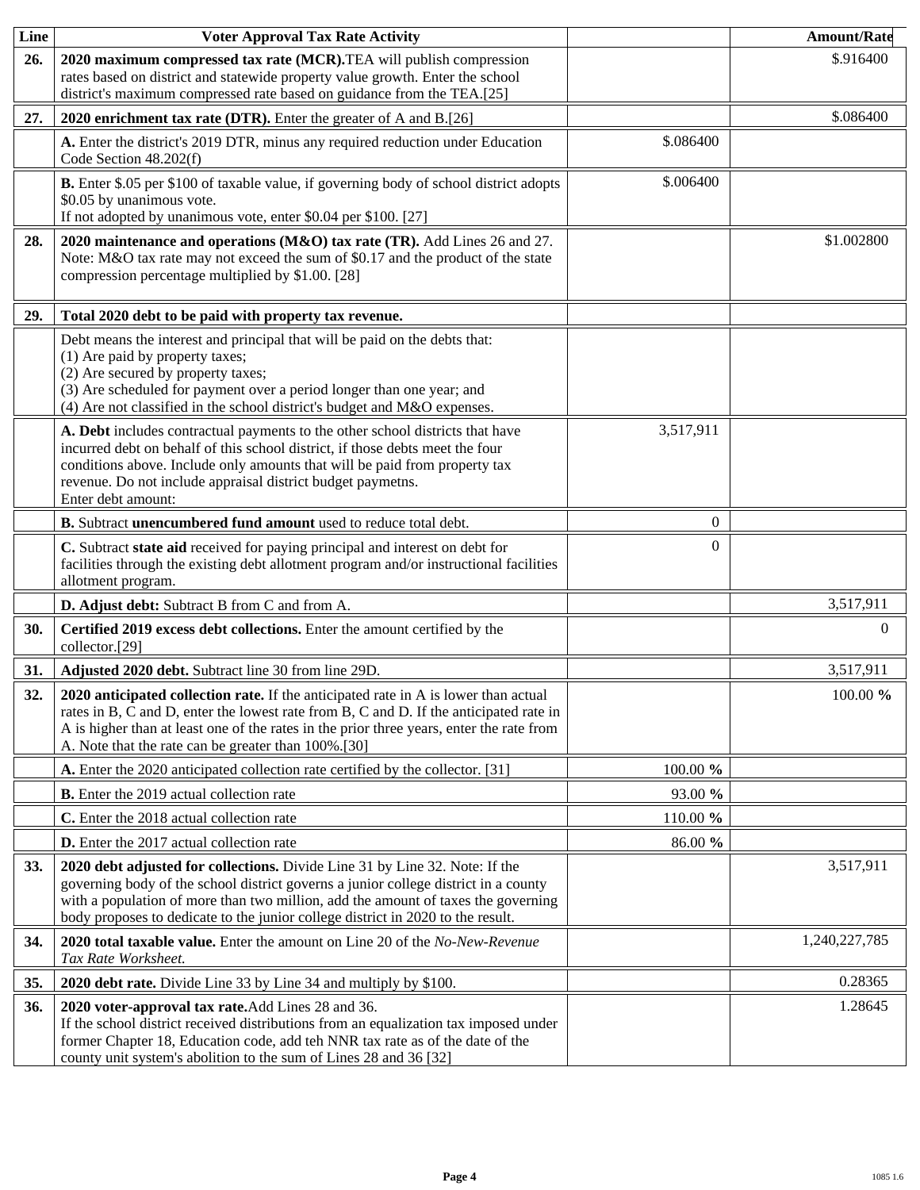| Line | Voter Approval Tax Rate Activity | | Amount/Rate |
|---|---|---|---|
| 26. | **2020 maximum compressed tax rate (MCR).** TEA will publish compression rates based on district and statewide property value growth. Enter the school district's maximum compressed rate based on guidance from the TEA.[25] | | $.916400 |
| 27. | **2020 enrichment tax rate (DTR).** Enter the greater of A and B.[26] | | $.086400 |
| | **A.** Enter the district's 2019 DTR, minus any required reduction under Education Code Section 48.202(f) | $.086400 | |
| | **B.** Enter $.05 per $100 of taxable value, if governing body of school district adopts $0.05 by unanimous vote. If not adopted by unanimous vote, enter $0.04 per $100. [27] | $.006400 | |
| 28. | **2020 maintenance and operations (M&O) tax rate (TR).** Add Lines 26 and 27. Note: M&O tax rate may not exceed the sum of $0.17 and the product of the state compression percentage multiplied by $1.00. [28] | | $1.002800 |
| 29. | **Total 2020 debt to be paid with property tax revenue.** | | |
| | Debt means the interest and principal that will be paid on the debts that: (1) Are paid by property taxes; (2) Are secured by property taxes; (3) Are scheduled for payment over a period longer than one year; and (4) Are not classified in the school district's budget and M&O expenses. | | |
| | **A. Debt** includes contractual payments to the other school districts that have incurred debt on behalf of this school district, if those debts meet the four conditions above. Include only amounts that will be paid from property tax revenue. Do not include appraisal district budget paymetns. Enter debt amount: | 3,517,911 | |
| | **B.** Subtract **unencumbered fund amount** used to reduce total debt. | 0 | |
| | **C.** Subtract **state aid** received for paying principal and interest on debt for facilities through the existing debt allotment program and/or instructional facilities allotment program. | 0 | |
| | **D. Adjust debt:** Subtract B from C and from A. | | 3,517,911 |
| 30. | **Certified 2019 excess debt collections.** Enter the amount certified by the collector.[29] | | 0 |
| 31. | **Adjusted 2020 debt.** Subtract line 30 from line 29D. | | 3,517,911 |
| 32. | **2020 anticipated collection rate.** If the anticipated rate in A is lower than actual rates in B, C and D, enter the lowest rate from B, C and D. If the anticipated rate in A is higher than at least one of the rates in the prior three years, enter the rate from A. Note that the rate can be greater than 100%.[30] | | 100.00 **%** |
| | **A.** Enter the 2020 anticipated collection rate certified by the collector. [31] | 100.00 **%** | |
| | **B.** Enter the 2019 actual collection rate | 93.00 **%** | |
| | **C.** Enter the 2018 actual collection rate | 110.00 **%** | |
| | **D.** Enter the 2017 actual collection rate | 86.00 **%** | |
| 33. | **2020 debt adjusted for collections.** Divide Line 31 by Line 32. Note: If the governing body of the school district governs a junior college district in a county with a population of more than two million, add the amount of taxes the governing body proposes to dedicate to the junior college district in 2020 to the result. | | 3,517,911 |
| 34. | **2020 total taxable value.** Enter the amount on Line 20 of the *No-New-Revenue Tax Rate Worksheet.* | | 1,240,227,785 |
| 35. | **2020 debt rate.** Divide Line 33 by Line 34 and multiply by $100. | | 0.28365 |
| 36. | **2020 voter-approval tax rate.** Add Lines 28 and 36. If the school district received distributions from an equalization tax imposed under former Chapter 18, Education code, add teh NNR tax rate as of the date of the county unit system's abolition to the sum of Lines 28 and 36 [32] | | 1.28645 |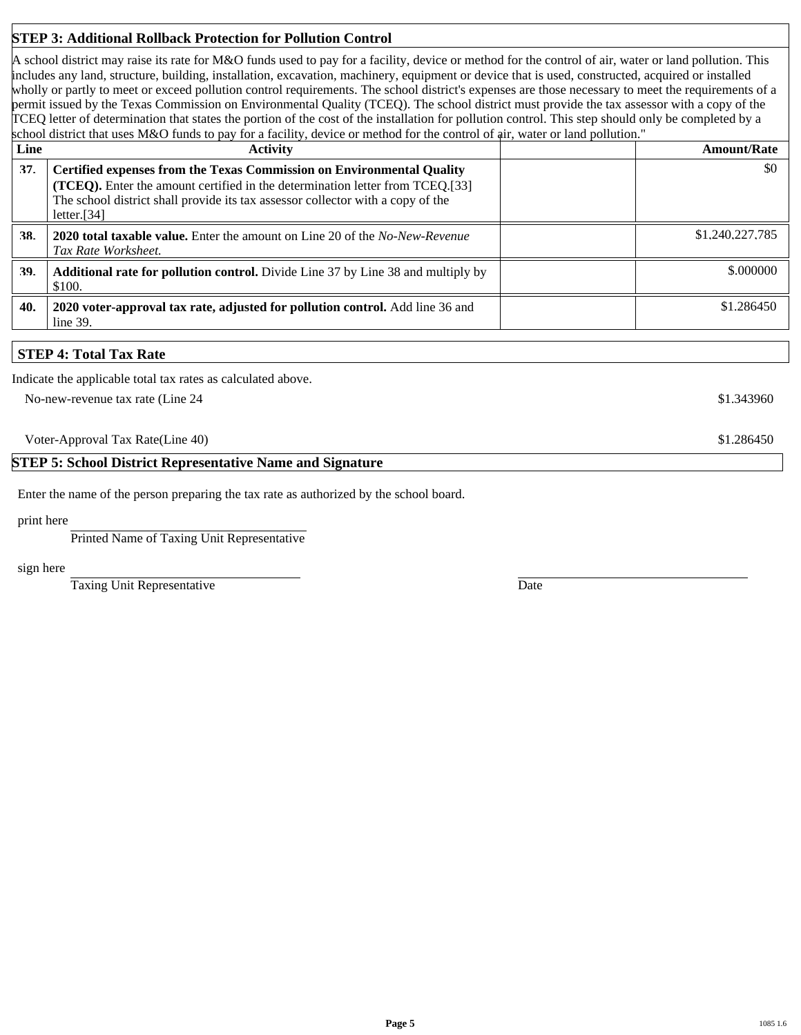## STEP 3: Additional Rollback Protection for Pollution Control

A school district may raise its rate for M&O funds used to pay for a facility, device or method for the control of air, water or land pollution. This includes any land, structure, building, installation, excavation, machinery, equipment or device that is used, constructed, acquired or installed wholly or partly to meet or exceed pollution control requirements. The school district's expenses are those necessary to meet the requirements of a permit issued by the Texas Commission on Environmental Quality (TCEQ). The school district must provide the tax assessor with a copy of the TCEQ letter of determination that states the portion of the cost of the installation for pollution control. This step should only be completed by a school district that uses M&O funds to pay for a facility, device or method for the control of air, water or land pollution."

| Line | Activity | | Amount/Rate |
|---|---|---|---|
| 37. | **Certified expenses from the Texas Commission on Environmental Quality (TCEQ).** Enter the amount certified in the determination letter from TCEQ.[33] The school district shall provide its tax assessor collector with a copy of the letter.[34] | | $0 |
| 38. | **2020 total taxable value.** Enter the amount on Line 20 of the *No-New-Revenue Tax Rate Worksheet.* | | $1,240,227,785 |
| 39. | **Additional rate for pollution control.** Divide Line 37 by Line 38 and multiply by $100. | | $.000000 |
| 40. | **2020 voter-approval tax rate, adjusted for pollution control.** Add line 36 and line 39. | | $1.286450 |

## STEP 4: Total Tax Rate

Indicate the applicable total tax rates as calculated above.

No-new-revenue tax rate (Line 24 $1.343960

Voter-Approval Tax Rate(Line 40) $1.286450

## STEP 5: School District Representative Name and Signature

Enter the name of the person preparing the tax rate as authorized by the school board.

print here ______________________________

Printed Name of Taxing Unit Representative

sign here ______________________________ ______________________________

Taxing Unit Representative Date